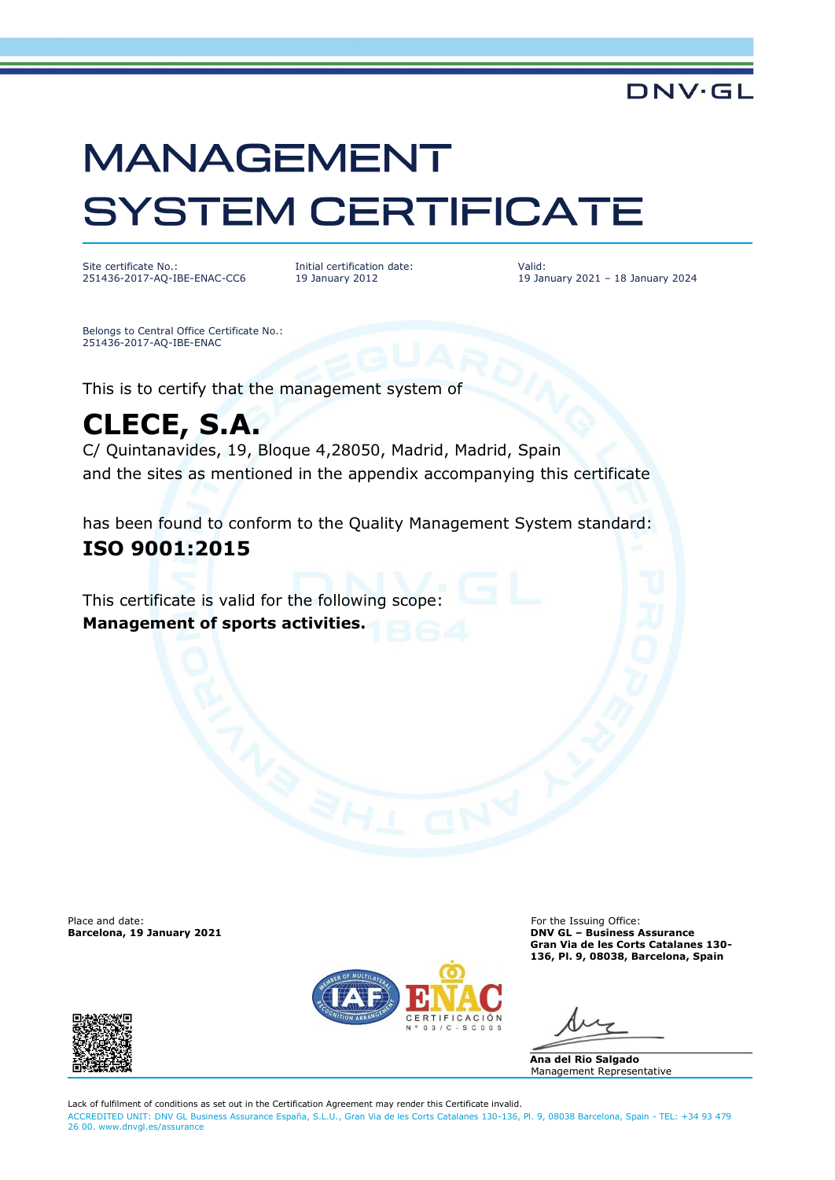DNV·GL

# MANAGEMENT SYSTEM CERTIFICATE

Site certificate No.:
251436-2017-AQ-IBE-ENAC-CC6

Initial certification date:
19 January 2012

Valid:
19 January 2021 – 18 January 2024

Belongs to Central Office Certificate No.:
251436-2017-AQ-IBE-ENAC

This is to certify that the management system of

## CLECE, S.A.

C/ Quintanavides, 19, Bloque 4,28050, Madrid, Madrid, Spain
and the sites as mentioned in the appendix accompanying this certificate

has been found to conform to the Quality Management System standard:

**ISO 9001:2015**

This certificate is valid for the following scope:
**Management of sports activities.**

Place and date:
**Barcelona, 19 January 2021**

For the Issuing Office:
**DNV GL – Business Assurance**
**Gran Via de les Corts Catalanes 130-136, Pl. 9, 08038, Barcelona, Spain**

ENAC CERTIFICACIÓN N° 03/C-SC005

**Ana del Rio Salgado**
Management Representative

Lack of fulfilment of conditions as set out in the Certification Agreement may render this Certificate invalid.
ACCREDITED UNIT: DNV GL Business Assurance España, S.L.U., Gran Via de les Corts Catalanes 130-136, Pl. 9, 08038 Barcelona, Spain - TEL: +34 93 479 26 00. www.dnvgl.es/assurance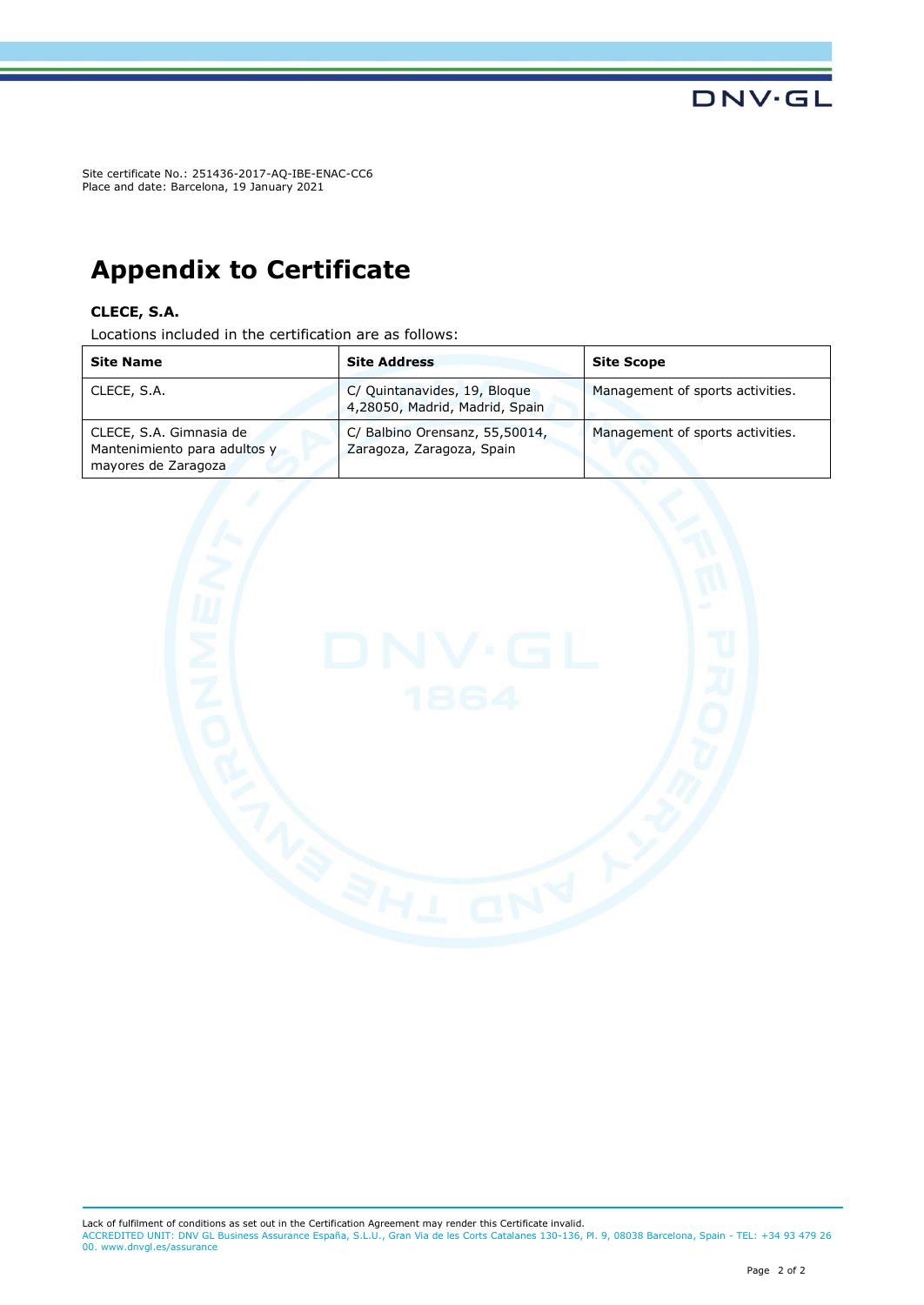Site certificate No.: 251436-2017-AQ-IBE-ENAC-CC6
Place and date: Barcelona, 19 January 2021

# Appendix to Certificate

**CLECE, S.A.**

Locations included in the certification are as follows:

| Site Name | Site Address | Site Scope |
|---|---|---|
| CLECE, S.A. | C/ Quintanavides, 19, Bloque 4,28050, Madrid, Madrid, Spain | Management of sports activities. |
| CLECE, S.A. Gimnasia de Mantenimiento para adultos y mayores de Zaragoza | C/ Balbino Orensanz, 55,50014, Zaragoza, Zaragoza, Spain | Management of sports activities. |

Lack of fulfilment of conditions as set out in the Certification Agreement may render this Certificate invalid.
ACCREDITED UNIT: DNV GL Business Assurance España, S.L.U., Gran Via de les Corts Catalanes 130-136, Pl. 9, 08038 Barcelona, Spain - TEL: +34 93 479 26 00. www.dnvgl.es/assurance